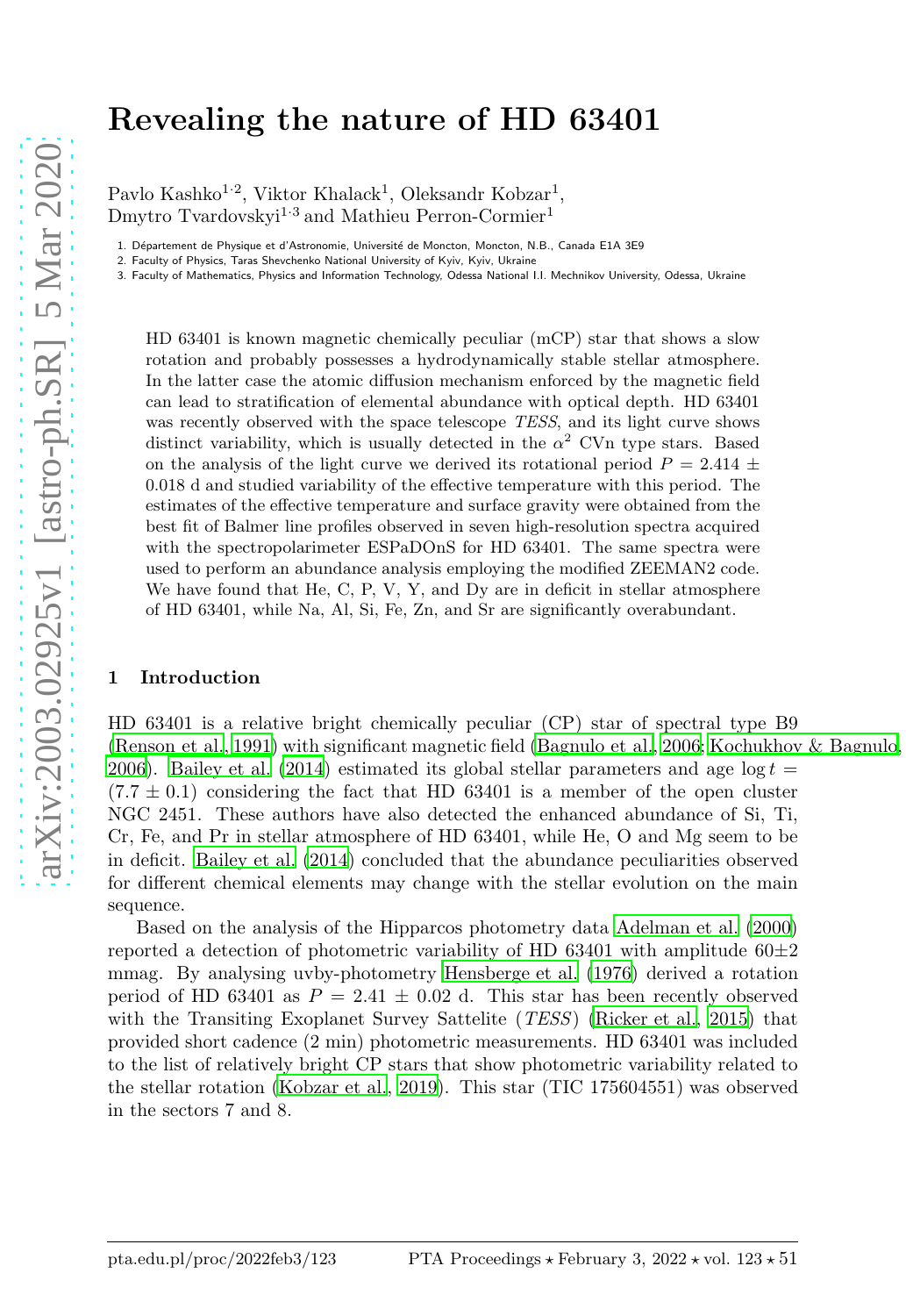# Revealing the nature of HD 63401

Pavlo Kashko[1,2], Viktor Khalack[1], Oleksandr Kobzar[1], Dmytro Tvardovskyi[1,3] and Mathieu Perron-Cormier[1]

1. Département de Physique et d'Astronomie, Université de Moncton, Moncton, N.B., Canada E1A 3E9
2. Faculty of Physics, Taras Shevchenko National University of Kyiv, Kyiv, Ukraine
3. Faculty of Mathematics, Physics and Information Technology, Odessa National I.I. Mechnikov University, Odessa, Ukraine

HD 63401 is known magnetic chemically peculiar (mCP) star that shows a slow rotation and probably possesses a hydrodynamically stable stellar atmosphere. In the latter case the atomic diffusion mechanism enforced by the magnetic field can lead to stratification of elemental abundance with optical depth. HD 63401 was recently observed with the space telescope *TESS*, and its light curve shows distinct variability, which is usually detected in the $\alpha^2$ CVn type stars. Based on the analysis of the light curve we derived its rotational period $P = 2.414 \pm 0.018$ d and studied variability of the effective temperature with this period. The estimates of the effective temperature and surface gravity were obtained from the best fit of Balmer line profiles observed in seven high-resolution spectra acquired with the spectropolarimeter ESPaDOnS for HD 63401. The same spectra were used to perform an abundance analysis employing the modified ZEEMAN2 code. We have found that He, C, P, V, Y, and Dy are in deficit in stellar atmosphere of HD 63401, while Na, Al, Si, Fe, Zn, and Sr are significantly overabundant.

## 1 Introduction

HD 63401 is a relative bright chemically peculiar (CP) star of spectral type B9 (Renson et al., 1991) with significant magnetic field (Bagnulo et al., 2006; Kochukhov & Bagnulo, 2006). Bailey et al. (2014) estimated its global stellar parameters and age $\log t = (7.7 \pm 0.1)$ considering the fact that HD 63401 is a member of the open cluster NGC 2451. These authors have also detected the enhanced abundance of Si, Ti, Cr, Fe, and Pr in stellar atmosphere of HD 63401, while He, O and Mg seem to be in deficit. Bailey et al. (2014) concluded that the abundance peculiarities observed for different chemical elements may change with the stellar evolution on the main sequence.

Based on the analysis of the Hipparcos photometry data Adelman et al. (2000) reported a detection of photometric variability of HD 63401 with amplitude $60 \pm 2$ mmag. By analysing uvby-photometry Hensberge et al. (1976) derived a rotation period of HD 63401 as $P = 2.41 \pm 0.02$ d. This star has been recently observed with the Transiting Exoplanet Survey Sattelite (*TESS*) (Ricker et al., 2015) that provided short cadence (2 min) photometric measurements. HD 63401 was included to the list of relatively bright CP stars that show photometric variability related to the stellar rotation (Kobzar et al., 2019). This star (TIC 175604551) was observed in the sectors 7 and 8.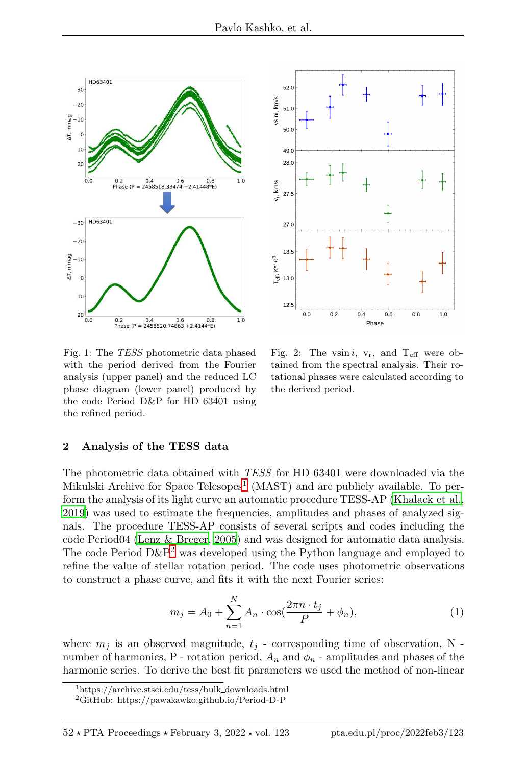Fig. 1: The *TESS* photometric data phased with the period derived from the Fourier analysis (upper panel) and the reduced LC phase diagram (lower panel) produced by the code Period D&P for HD 63401 using the refined period.

Fig. 2: The $v\sin i$, $v_r$, and $T_{eff}$ were obtained from the spectral analysis. Their rotational phases were calculated according to the derived period.

## 2 Analysis of the TESS data

The photometric data obtained with *TESS* for HD 63401 were downloaded via the Mikulski Archive for Space Telescopes[1] (MAST) and are publicly available. To perform the analysis of its light curve an automatic procedure TESS-AP (Khalack et al., 2019) was used to estimate the frequencies, amplitudes and phases of analyzed signals. The procedure TESS-AP consists of several scripts and codes including the code Period04 (Lenz & Breger, 2005) and was designed for automatic data analysis. The code Period D&P[2] was developed using the Python language and employed to refine the value of stellar rotation period. The code uses photometric observations to construct a phase curve, and fits it with the next Fourier series:

$$m_j = A_0 + \sum_{n=1}^{N} A_n \cdot \cos(\frac{2\pi n \cdot t_j}{P} + \phi_n), \tag{1}$$

where $m_j$ is an observed magnitude, $t_j$ - corresponding time of observation, N - number of harmonics, P - rotation period, $A_n$ and $\phi_n$ - amplitudes and phases of the harmonic series. To derive the best fit parameters we used the method of non-linear

[1] https://archive.stsci.edu/tess/bulk_downloads.html
[2] GitHub: https://pawakawko.github.io/Period-D-P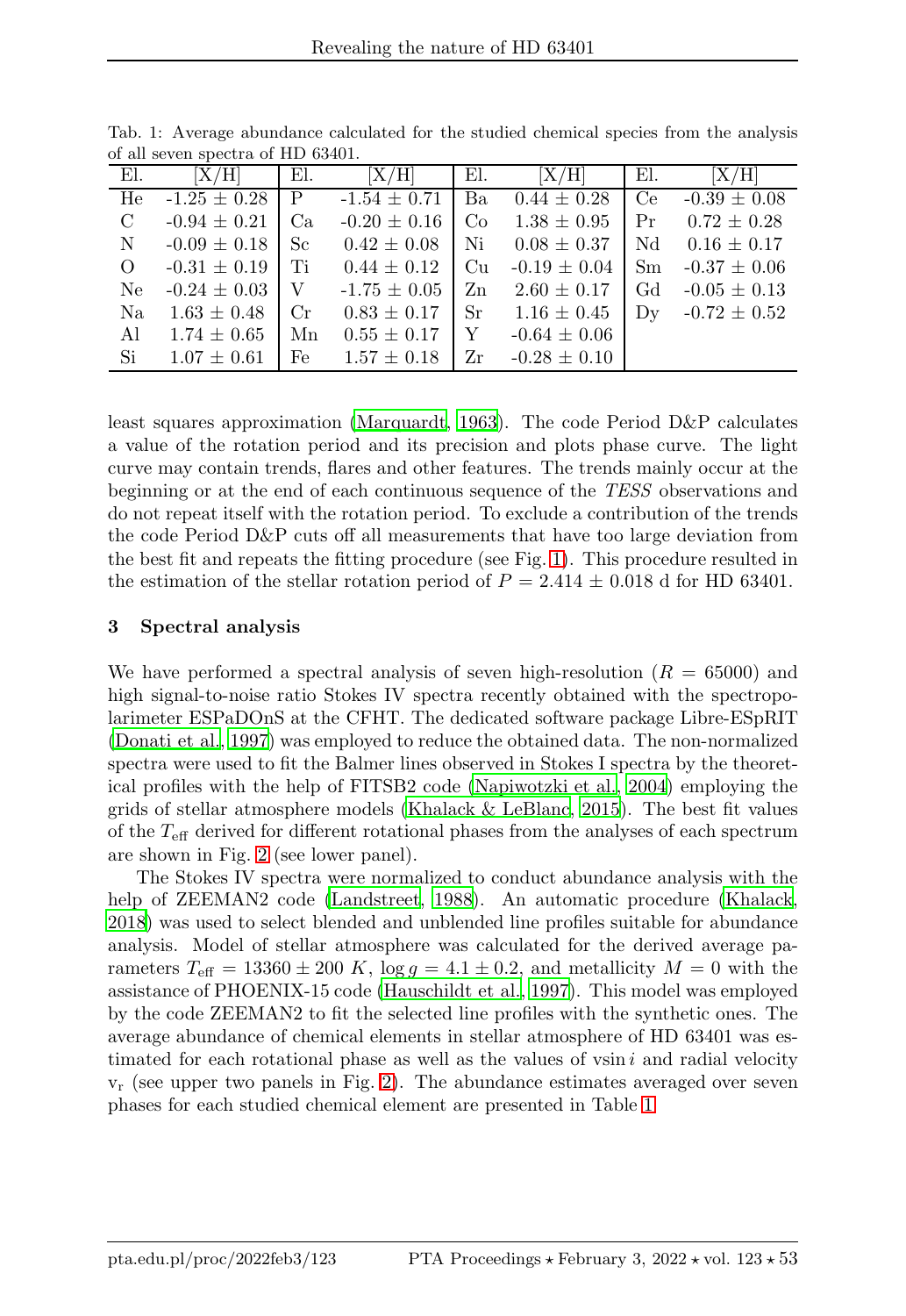Tab. 1: Average abundance calculated for the studied chemical species from the analysis of all seven spectra of HD 63401.

| El. | [X/H] | El. | [X/H] | El. | [X/H] | El. | [X/H] |
|---|---|---|---|---|---|---|---|
| He | -1.25 ± 0.28 | P | -1.54 ± 0.71 | Ba | 0.44 ± 0.28 | Ce | -0.39 ± 0.08 |
| C | -0.94 ± 0.21 | Ca | -0.20 ± 0.16 | Co | 1.38 ± 0.95 | Pr | 0.72 ± 0.28 |
| N | -0.09 ± 0.18 | Sc | 0.42 ± 0.08 | Ni | 0.08 ± 0.37 | Nd | 0.16 ± 0.17 |
| O | -0.31 ± 0.19 | Ti | 0.44 ± 0.12 | Cu | -0.19 ± 0.04 | Sm | -0.37 ± 0.06 |
| Ne | -0.24 ± 0.03 | V | -1.75 ± 0.05 | Zn | 2.60 ± 0.17 | Gd | -0.05 ± 0.13 |
| Na | 1.63 ± 0.48 | Cr | 0.83 ± 0.17 | Sr | 1.16 ± 0.45 | Dy | -0.72 ± 0.52 |
| Al | 1.74 ± 0.65 | Mn | 0.55 ± 0.17 | Y | -0.64 ± 0.06 | | |
| Si | 1.07 ± 0.61 | Fe | 1.57 ± 0.18 | Zr | -0.28 ± 0.10 | | |

least squares approximation (Marquardt, 1963). The code Period D&P calculates a value of the rotation period and its precision and plots phase curve. The light curve may contain trends, flares and other features. The trends mainly occur at the beginning or at the end of each continuous sequence of the *TESS* observations and do not repeat itself with the rotation period. To exclude a contribution of the trends the code Period D&P cuts off all measurements that have too large deviation from the best fit and repeats the fitting procedure (see Fig. 1). This procedure resulted in the estimation of the stellar rotation period of $P = 2.414 \pm 0.018$ d for HD 63401.

## 3 Spectral analysis

We have performed a spectral analysis of seven high-resolution ($R = 65000$) and high signal-to-noise ratio Stokes IV spectra recently obtained with the spectropolarimeter ESPaDOnS at the CFHT. The dedicated software package Libre-ESpRIT (Donati et al., 1997) was employed to reduce the obtained data. The non-normalized spectra were used to fit the Balmer lines observed in Stokes I spectra by the theoretical profiles with the help of FITSB2 code (Napiwotzki et al., 2004) employing the grids of stellar atmosphere models (Khalack & LeBlanc, 2015). The best fit values of the $T_{\rm eff}$ derived for different rotational phases from the analyses of each spectrum are shown in Fig. 2 (see lower panel).

The Stokes IV spectra were normalized to conduct abundance analysis with the help of ZEEMAN2 code (Landstreet, 1988). An automatic procedure (Khalack, 2018) was used to select blended and unblended line profiles suitable for abundance analysis. Model of stellar atmosphere was calculated for the derived average parameters $T_{\rm eff} = 13360 \pm 200$ $K$, $\log g = 4.1 \pm 0.2$, and metallicity $M = 0$ with the assistance of PHOENIX-15 code (Hauschildt et al., 1997). This model was employed by the code ZEEMAN2 to fit the selected line profiles with the synthetic ones. The average abundance of chemical elements in stellar atmosphere of HD 63401 was estimated for each rotational phase as well as the values of $v\sin i$ and radial velocity $v_{\rm r}$ (see upper two panels in Fig. 2). The abundance estimates averaged over seven phases for each studied chemical element are presented in Table 1.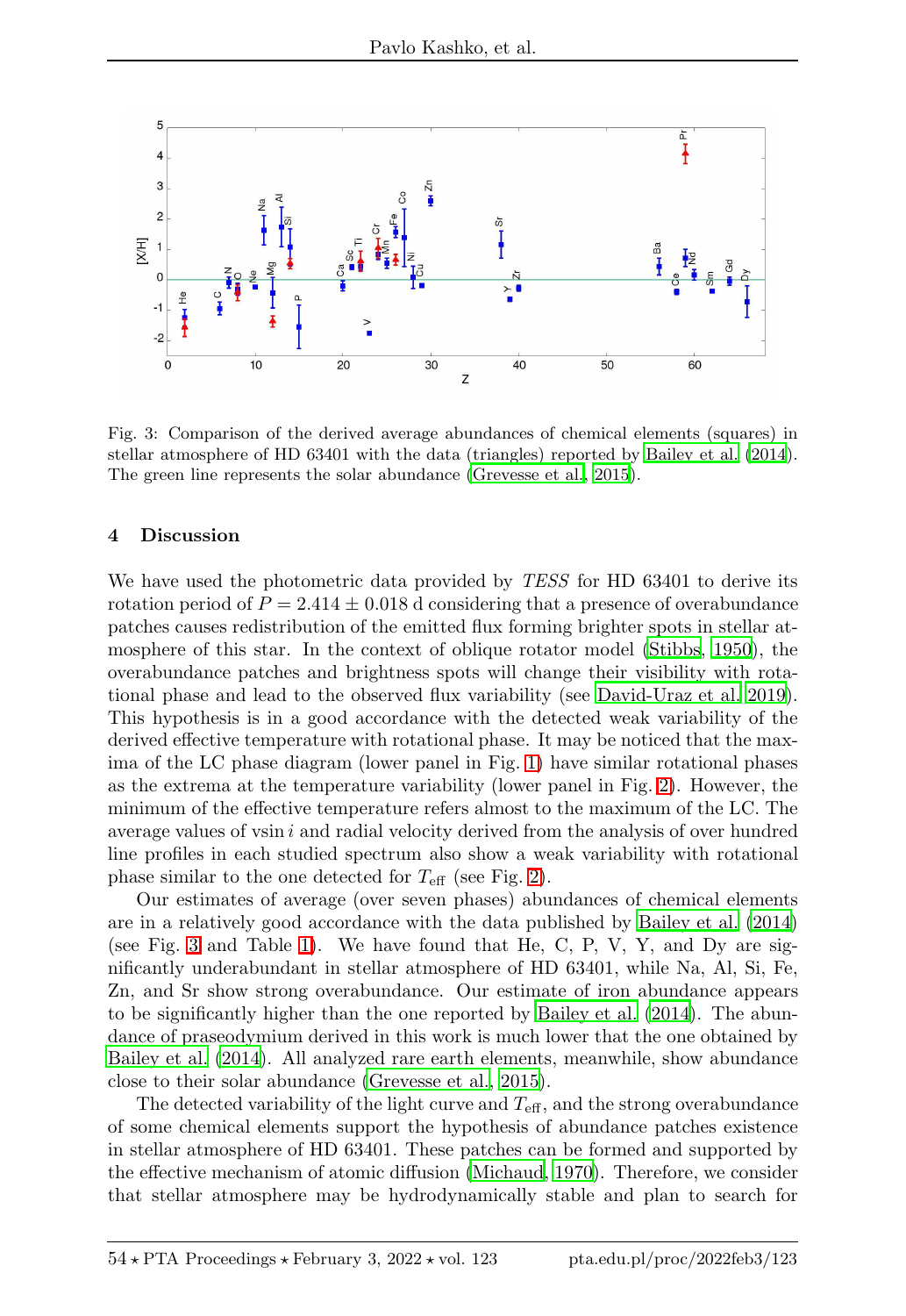Fig. 3: Comparison of the derived average abundances of chemical elements (squares) in stellar atmosphere of HD 63401 with the data (triangles) reported by Bailey et al. (2014). The green line represents the solar abundance (Grevesse et al., 2015).

## 4 Discussion

We have used the photometric data provided by *TESS* for HD 63401 to derive its rotation period of $P = 2.414 \pm 0.018$ d considering that a presence of overabundance patches causes redistribution of the emitted flux forming brighter spots in stellar atmosphere of this star. In the context of oblique rotator model (Stibbs, 1950), the overabundance patches and brightness spots will change their visibility with rotational phase and lead to the observed flux variability (see David-Uraz et al. 2019). This hypothesis is in a good accordance with the detected weak variability of the derived effective temperature with rotational phase. It may be noticed that the maxima of the LC phase diagram (lower panel in Fig. 1) have similar rotational phases as the extrema at the temperature variability (lower panel in Fig. 2). However, the minimum of the effective temperature refers almost to the maximum of the LC. The average values of $v \sin i$ and radial velocity derived from the analysis of over hundred line profiles in each studied spectrum also show a weak variability with rotational phase similar to the one detected for $T_{\rm eff}$ (see Fig. 2).

Our estimates of average (over seven phases) abundances of chemical elements are in a relatively good accordance with the data published by Bailey et al. (2014) (see Fig. 3 and Table 1). We have found that He, C, P, V, Y, and Dy are significantly underabundant in stellar atmosphere of HD 63401, while Na, Al, Si, Fe, Zn, and Sr show strong overabundance. Our estimate of iron abundance appears to be significantly higher than the one reported by Bailey et al. (2014). The abundance of praseodymium derived in this work is much lower that the one obtained by Bailey et al. (2014). All analyzed rare earth elements, meanwhile, show abundance close to their solar abundance (Grevesse et al., 2015).

The detected variability of the light curve and $T_{\rm eff}$, and the strong overabundance of some chemical elements support the hypothesis of abundance patches existence in stellar atmosphere of HD 63401. These patches can be formed and supported by the effective mechanism of atomic diffusion (Michaud, 1970). Therefore, we consider that stellar atmosphere may be hydrodynamically stable and plan to search for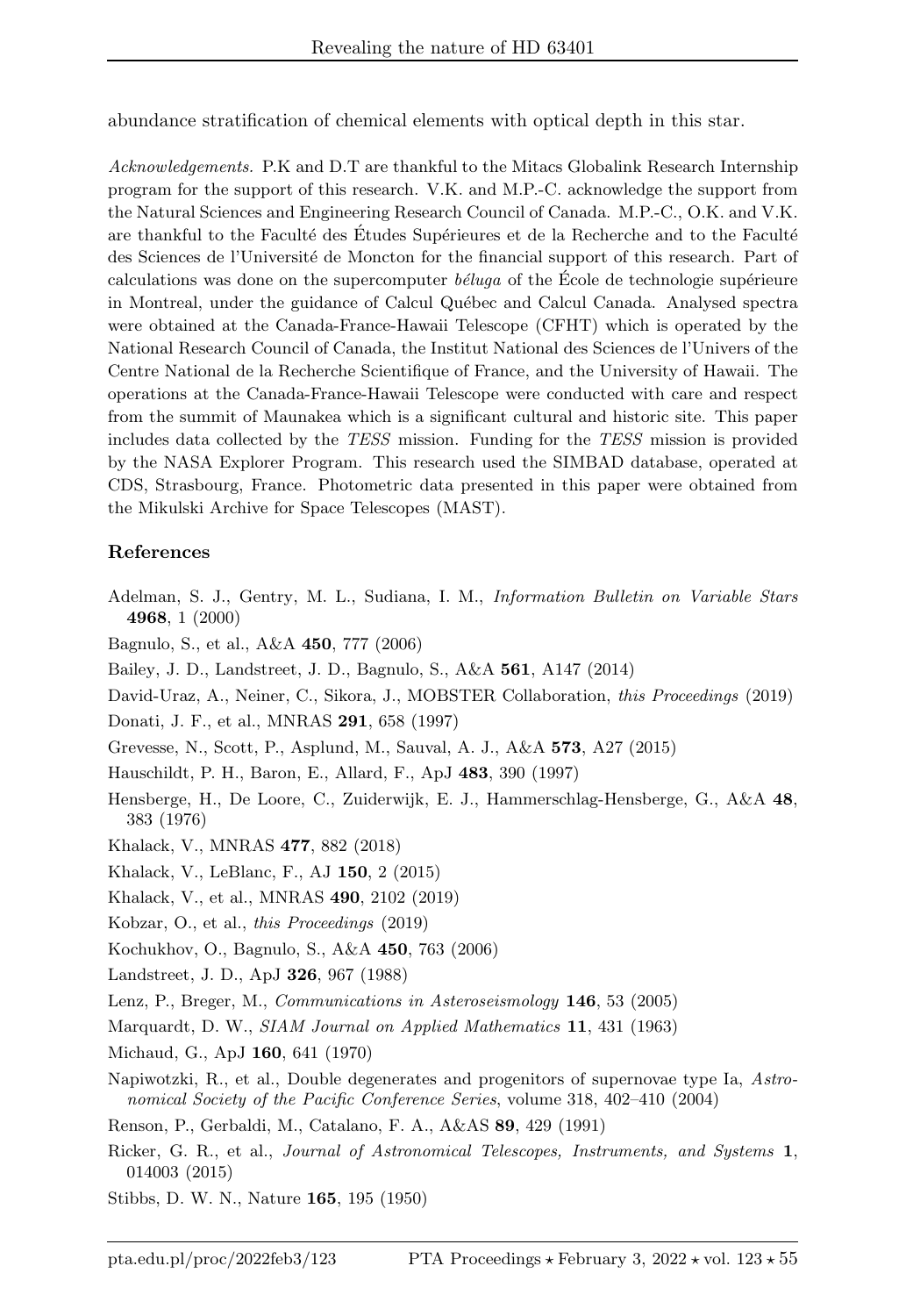abundance stratification of chemical elements with optical depth in this star.

*Acknowledgements.* P.K and D.T are thankful to the Mitacs Globalink Research Internship program for the support of this research. V.K. and M.P.-C. acknowledge the support from the Natural Sciences and Engineering Research Council of Canada. M.P.-C., O.K. and V.K. are thankful to the Faculté des Études Supérieures et de la Recherche and to the Faculté des Sciences de l'Université de Moncton for the financial support of this research. Part of calculations was done on the supercomputer *béluga* of the École de technologie supérieure in Montreal, under the guidance of Calcul Québec and Calcul Canada. Analysed spectra were obtained at the Canada-France-Hawaii Telescope (CFHT) which is operated by the National Research Council of Canada, the Institut National des Sciences de l'Univers of the Centre National de la Recherche Scientifique of France, and the University of Hawaii. The operations at the Canada-France-Hawaii Telescope were conducted with care and respect from the summit of Maunakea which is a significant cultural and historic site. This paper includes data collected by the *TESS* mission. Funding for the *TESS* mission is provided by the NASA Explorer Program. This research used the SIMBAD database, operated at CDS, Strasbourg, France. Photometric data presented in this paper were obtained from the Mikulski Archive for Space Telescopes (MAST).

## References

Adelman, S. J., Gentry, M. L., Sudiana, I. M., *Information Bulletin on Variable Stars* **4968**, 1 (2000)

Bagnulo, S., et al., A&A **450**, 777 (2006)

Bailey, J. D., Landstreet, J. D., Bagnulo, S., A&A **561**, A147 (2014)

David-Uraz, A., Neiner, C., Sikora, J., MOBSTER Collaboration, *this Proceedings* (2019)

Donati, J. F., et al., MNRAS **291**, 658 (1997)

Grevesse, N., Scott, P., Asplund, M., Sauval, A. J., A&A **573**, A27 (2015)

Hauschildt, P. H., Baron, E., Allard, F., ApJ **483**, 390 (1997)

Hensberge, H., De Loore, C., Zuiderwijk, E. J., Hammerschlag-Hensberge, G., A&A **48**, 383 (1976)

Khalack, V., MNRAS **477**, 882 (2018)

Khalack, V., LeBlanc, F., AJ **150**, 2 (2015)

Khalack, V., et al., MNRAS **490**, 2102 (2019)

Kobzar, O., et al., *this Proceedings* (2019)

Kochukhov, O., Bagnulo, S., A&A **450**, 763 (2006)

Landstreet, J. D., ApJ **326**, 967 (1988)

Lenz, P., Breger, M., *Communications in Asteroseismology* **146**, 53 (2005)

Marquardt, D. W., *SIAM Journal on Applied Mathematics* **11**, 431 (1963)

Michaud, G., ApJ **160**, 641 (1970)

Napiwotzki, R., et al., Double degenerates and progenitors of supernovae type Ia, *Astronomical Society of the Pacific Conference Series*, volume 318, 402–410 (2004)

Renson, P., Gerbaldi, M., Catalano, F. A., A&AS **89**, 429 (1991)

Ricker, G. R., et al., *Journal of Astronomical Telescopes, Instruments, and Systems* **1**, 014003 (2015)

Stibbs, D. W. N., Nature **165**, 195 (1950)